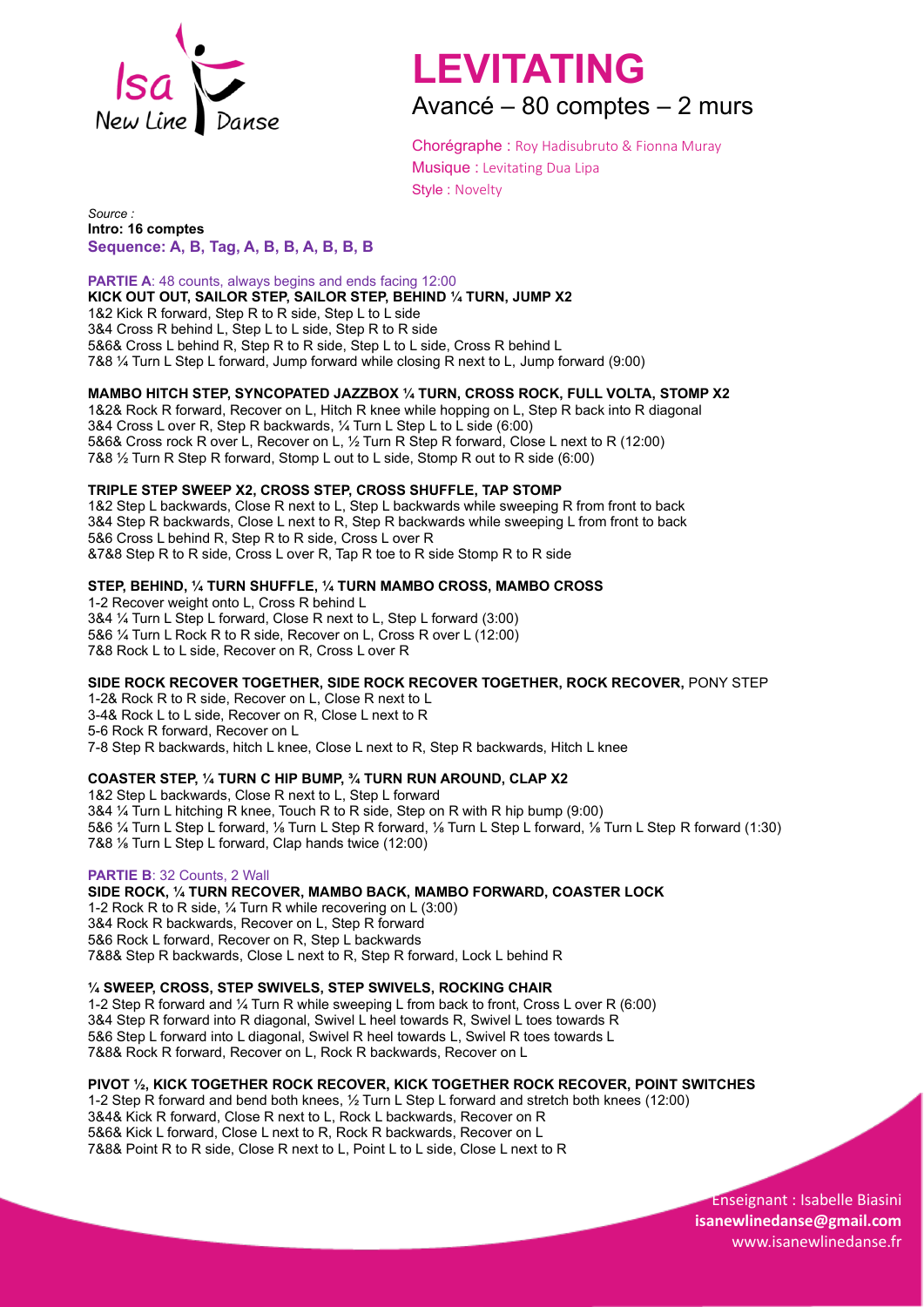# LEVITATING

Avancé – 80 comptes – 2 murs

Chorégraphe : Roy Hadisubruto & Fionna Muray
Musique : Levitating Dua Lipa
Style : Novelty

*Source :*
**Intro: 16 comptes**
**Sequence: A, B, Tag, A, B, B, A, B, B, B**

**PARTIE A**: 48 counts, always begins and ends facing 12:00

**KICK OUT OUT, SAILOR STEP, SAILOR STEP, BEHIND ¼ TURN, JUMP X2**
1&2 Kick R forward, Step R to R side, Step L to L side
3&4 Cross R behind L, Step L to L side, Step R to R side
5&6& Cross L behind R, Step R to R side, Step L to L side, Cross R behind L
7&8 ¼ Turn L Step L forward, Jump forward while closing R next to L, Jump forward (9:00)

**MAMBO HITCH STEP, SYNCOPATED JAZZBOX ¼ TURN, CROSS ROCK, FULL VOLTA, STOMP X2**
1&2& Rock R forward, Recover on L, Hitch R knee while hopping on L, Step R back into R diagonal
3&4 Cross L over R, Step R backwards, ¼ Turn L Step L to L side (6:00)
5&6& Cross rock R over L, Recover on L, ½ Turn R Step R forward, Close L next to R (12:00)
7&8 ½ Turn R Step R forward, Stomp L out to L side, Stomp R out to R side (6:00)

**TRIPLE STEP SWEEP X2, CROSS STEP, CROSS SHUFFLE, TAP STOMP**
1&2 Step L backwards, Close R next to L, Step L backwards while sweeping R from front to back
3&4 Step R backwards, Close L next to R, Step R backwards while sweeping L from front to back
5&6 Cross L behind R, Step R to R side, Cross L over R
&7&8 Step R to R side, Cross L over R, Tap R toe to R side Stomp R to R side

**STEP, BEHIND, ¼ TURN SHUFFLE, ¼ TURN MAMBO CROSS, MAMBO CROSS**
1-2 Recover weight onto L, Cross R behind L
3&4 ¼ Turn L Step L forward, Close R next to L, Step L forward (3:00)
5&6 ¼ Turn L Rock R to R side, Recover on L, Cross R over L (12:00)
7&8 Rock L to L side, Recover on R, Cross L over R

**SIDE ROCK RECOVER TOGETHER, SIDE ROCK RECOVER TOGETHER, ROCK RECOVER,** PONY STEP
1-2& Rock R to R side, Recover on L, Close R next to L
3-4& Rock L to L side, Recover on R, Close L next to R
5-6 Rock R forward, Recover on L
7-8 Step R backwards, hitch L knee, Close L next to R, Step R backwards, Hitch L knee

**COASTER STEP, ¼ TURN C HIP BUMP, ¾ TURN RUN AROUND, CLAP X2**
1&2 Step L backwards, Close R next to L, Step L forward
3&4 ¼ Turn L hitching R knee, Touch R to R side, Step on R with R hip bump (9:00)
5&6 ¼ Turn L Step L forward, ⅛ Turn L Step R forward, ⅛ Turn L Step L forward, ⅛ Turn L Step R forward (1:30)
7&8 ⅛ Turn L Step L forward, Clap hands twice (12:00)

**PARTIE B**: 32 Counts, 2 Wall

**SIDE ROCK, ¼ TURN RECOVER, MAMBO BACK, MAMBO FORWARD, COASTER LOCK**
1-2 Rock R to R side, ¼ Turn R while recovering on L (3:00)
3&4 Rock R backwards, Recover on L, Step R forward
5&6 Rock L forward, Recover on R, Step L backwards
7&8& Step R backwards, Close L next to R, Step R forward, Lock L behind R

**¼ SWEEP, CROSS, STEP SWIVELS, STEP SWIVELS, ROCKING CHAIR**
1-2 Step R forward and ¼ Turn R while sweeping L from back to front, Cross L over R (6:00)
3&4 Step R forward into R diagonal, Swivel L heel towards R, Swivel L toes towards R
5&6 Step L forward into L diagonal, Swivel R heel towards L, Swivel R toes towards L
7&8& Rock R forward, Recover on L, Rock R backwards, Recover on L

**PIVOT ½, KICK TOGETHER ROCK RECOVER, KICK TOGETHER ROCK RECOVER, POINT SWITCHES**
1-2 Step R forward and bend both knees, ½ Turn L Step L forward and stretch both knees (12:00)
3&4& Kick R forward, Close R next to L, Rock L backwards, Recover on R
5&6& Kick L forward, Close L next to R, Rock R backwards, Recover on L
7&8& Point R to R side, Close R next to L, Point L to L side, Close L next to R

Enseignant : Isabelle Biasini
**isanewlinedanse@gmail.com**
www.isanewlinedanse.fr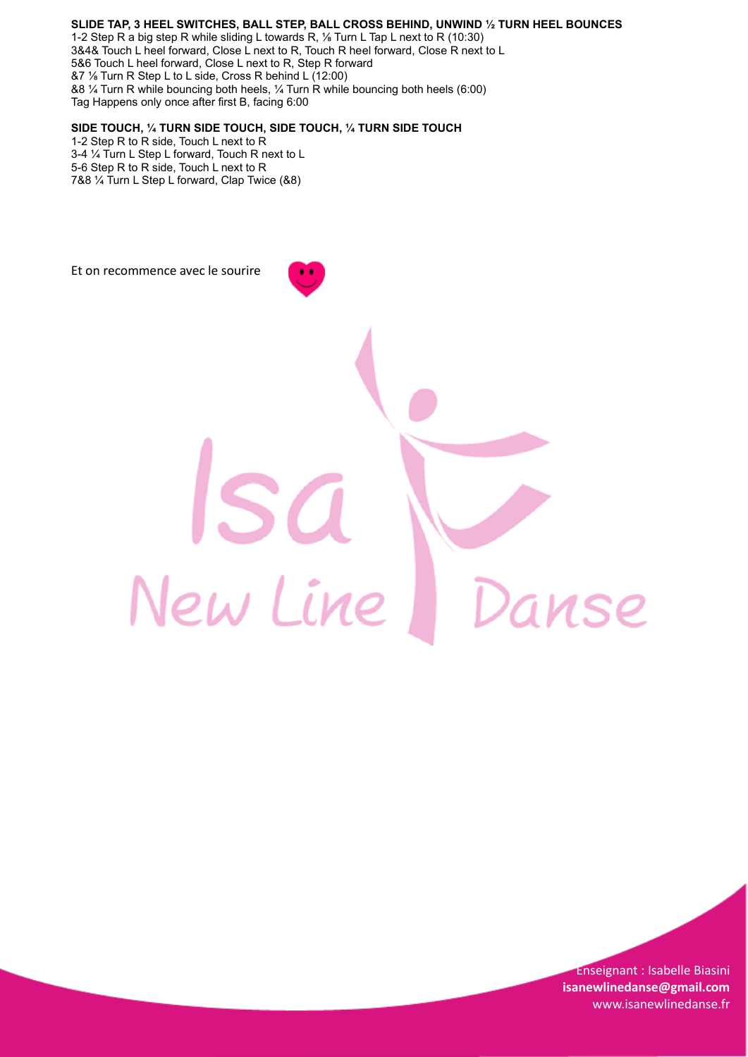**SLIDE TAP, 3 HEEL SWITCHES, BALL STEP, BALL CROSS BEHIND, UNWIND ½ TURN HEEL BOUNCES**

1-2 Step R a big step R while sliding L towards R, ⅛ Turn L Tap L next to R (10:30)
3&4& Touch L heel forward, Close L next to R, Touch R heel forward, Close R next to L
5&6 Touch L heel forward, Close L next to R, Step R forward
&7 ⅛ Turn R Step L to L side, Cross R behind L (12:00)
&8 ¼ Turn R while bouncing both heels, ¼ Turn R while bouncing both heels (6:00)
Tag Happens only once after first B, facing 6:00

**SIDE TOUCH, ¼ TURN SIDE TOUCH, SIDE TOUCH, ¼ TURN SIDE TOUCH**

1-2 Step R to R side, Touch L next to R
3-4 ¼ Turn L Step L forward, Touch R next to L
5-6 Step R to R side, Touch L next to R
7&8 ¼ Turn L Step L forward, Clap Twice (&8)

Et on recommence avec le sourire

Isa New Line Danse

Enseignant : Isabelle Biasini
**isanewlinedanse@gmail.com**
www.isanewlinedanse.fr